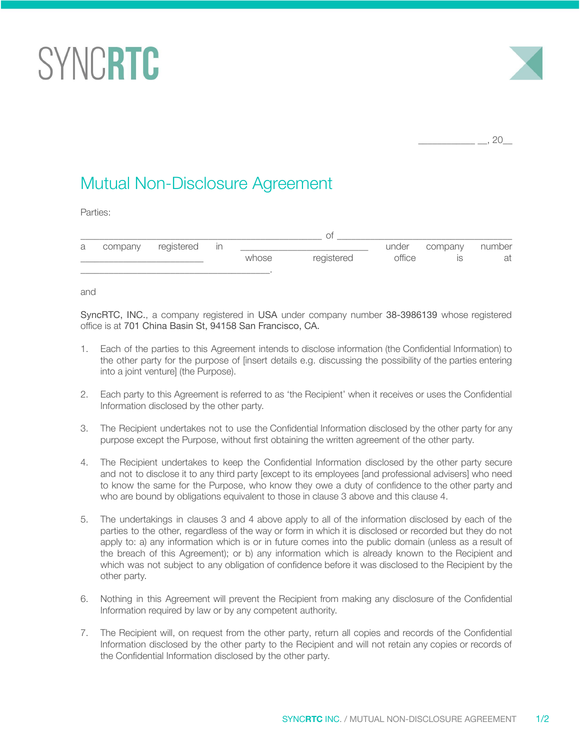SYNCRTC

____________ __, 20__

# Mutual Non-Disclosure Agreement

Parties:

_______________________________________________ of _______________________________ a company registered in ________________________ under company number ______________________ whose registered office is at ____________________________________.

and

SyncRTC, INC., a company registered in USA under company number 38-3986139 whose registered office is at 701 China Basin St, 94158 San Francisco, CA.

1. Each of the parties to this Agreement intends to disclose information (the Confidential Information) to the other party for the purpose of [insert details e.g. discussing the possibility of the parties entering into a joint venture] (the Purpose).

2. Each party to this Agreement is referred to as 'the Recipient' when it receives or uses the Confidential Information disclosed by the other party.

3. The Recipient undertakes not to use the Confidential Information disclosed by the other party for any purpose except the Purpose, without first obtaining the written agreement of the other party.

4. The Recipient undertakes to keep the Confidential Information disclosed by the other party secure and not to disclose it to any third party [except to its employees [and professional advisers] who need to know the same for the Purpose, who know they owe a duty of confidence to the other party and who are bound by obligations equivalent to those in clause 3 above and this clause 4.

5. The undertakings in clauses 3 and 4 above apply to all of the information disclosed by each of the parties to the other, regardless of the way or form in which it is disclosed or recorded but they do not apply to: a) any information which is or in future comes into the public domain (unless as a result of the breach of this Agreement); or b) any information which is already known to the Recipient and which was not subject to any obligation of confidence before it was disclosed to the Recipient by the other party.

6. Nothing in this Agreement will prevent the Recipient from making any disclosure of the Confidential Information required by law or by any competent authority.

7. The Recipient will, on request from the other party, return all copies and records of the Confidential Information disclosed by the other party to the Recipient and will not retain any copies or records of the Confidential Information disclosed by the other party.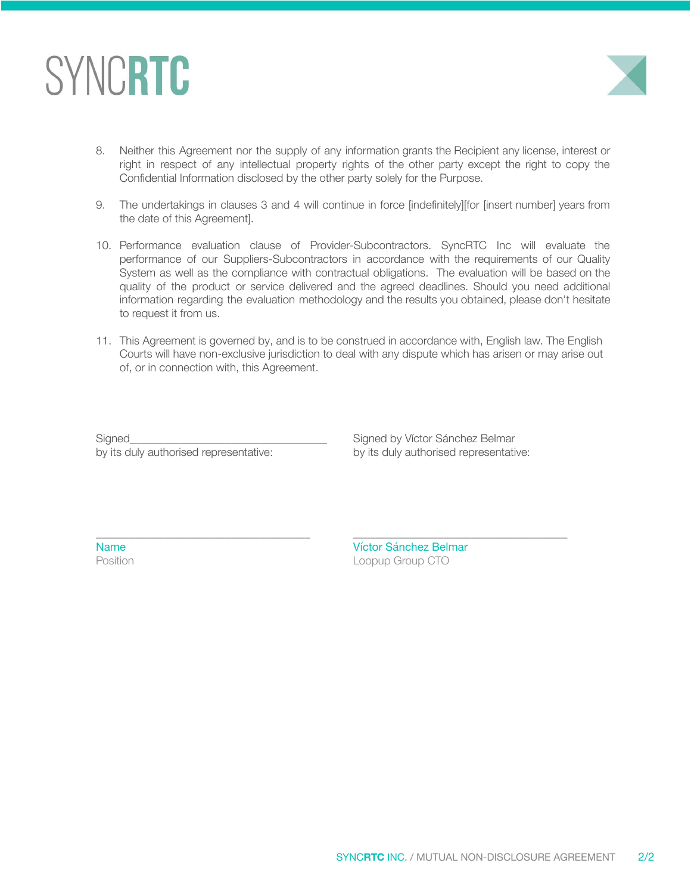8. Neither this Agreement nor the supply of any information grants the Recipient any license, interest or right in respect of any intellectual property rights of the other party except the right to copy the Confidential Information disclosed by the other party solely for the Purpose.

9. The undertakings in clauses 3 and 4 will continue in force [indefinitely][for [insert number] years from the date of this Agreement].

10. Performance evaluation clause of Provider-Subcontractors. SyncRTC Inc will evaluate the performance of our Suppliers-Subcontractors in accordance with the requirements of our Quality System as well as the compliance with contractual obligations. The evaluation will be based on the quality of the product or service delivered and the agreed deadlines. Should you need additional information regarding the evaluation methodology and the results you obtained, please don't hesitate to request it from us.

11. This Agreement is governed by, and is to be construed in accordance with, English law. The English Courts will have non-exclusive jurisdiction to deal with any dispute which has arisen or may arise out of, or in connection with, this Agreement.

Signed____________________________
by its duly authorised representative:

____________________________
Name
Position

Signed by Víctor Sánchez Belmar
by its duly authorised representative:

____________________________
Víctor Sánchez Belmar
Loopup Group CTO